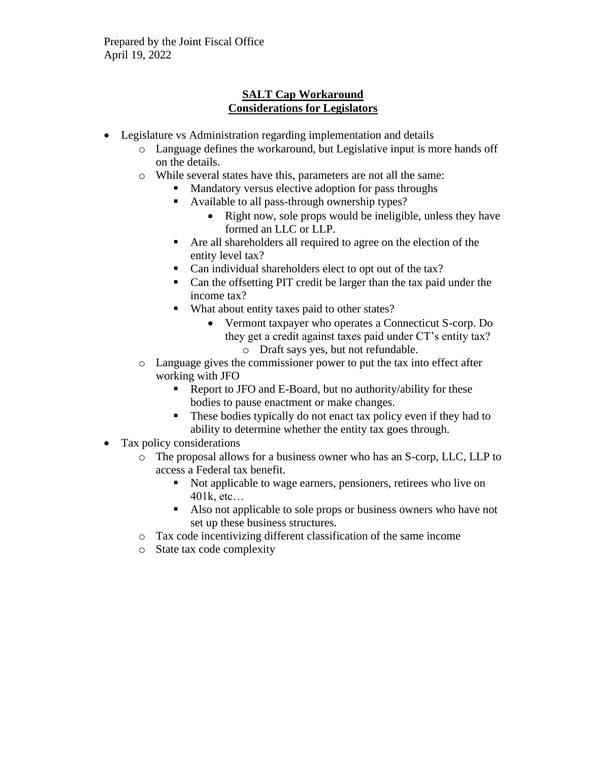Prepared by the Joint Fiscal Office
April 19, 2022

**SALT Cap Workaround**
**Considerations for Legislators**

- Legislature vs Administration regarding implementation and details
  - Language defines the workaround, but Legislative input is more hands off on the details.
  - While several states have this, parameters are not all the same:
    - Mandatory versus elective adoption for pass throughs
    - Available to all pass-through ownership types?
      - Right now, sole props would be ineligible, unless they have formed an LLC or LLP.
    - Are all shareholders all required to agree on the election of the entity level tax?
    - Can individual shareholders elect to opt out of the tax?
    - Can the offsetting PIT credit be larger than the tax paid under the income tax?
    - What about entity taxes paid to other states?
      - Vermont taxpayer who operates a Connecticut S-corp. Do they get a credit against taxes paid under CT's entity tax?
        - Draft says yes, but not refundable.
  - Language gives the commissioner power to put the tax into effect after working with JFO
    - Report to JFO and E-Board, but no authority/ability for these bodies to pause enactment or make changes.
    - These bodies typically do not enact tax policy even if they had to ability to determine whether the entity tax goes through.
- Tax policy considerations
  - The proposal allows for a business owner who has an S-corp, LLC, LLP to access a Federal tax benefit.
    - Not applicable to wage earners, pensioners, retirees who live on 401k, etc…
    - Also not applicable to sole props or business owners who have not set up these business structures.
  - Tax code incentivizing different classification of the same income
  - State tax code complexity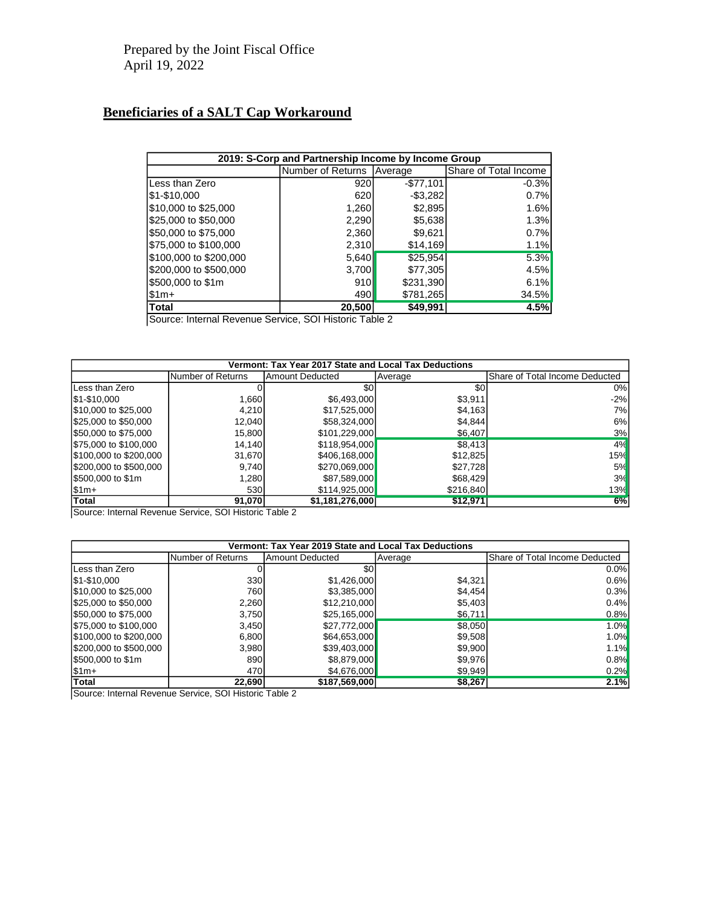Prepared by the Joint Fiscal Office
April 19, 2022

## Beneficiaries of a SALT Cap Workaround

| 2019: S-Corp and Partnership Income by Income Group | | | |
|---|---|---|---|
| | Number of Returns | Average | Share of Total Income |
| Less than Zero | 920 | -$77,101 | -0.3% |
| $1-$10,000 | 620 | -$3,282 | 0.7% |
| $10,000 to $25,000 | 1,260 | $2,895 | 1.6% |
| $25,000 to $50,000 | 2,290 | $5,638 | 1.3% |
| $50,000 to $75,000 | 2,360 | $9,621 | 0.7% |
| $75,000 to $100,000 | 2,310 | $14,169 | 1.1% |
| $100,000 to $200,000 | 5,640 | $25,954 | 5.3% |
| $200,000 to $500,000 | 3,700 | $77,305 | 4.5% |
| $500,000 to $1m | 910 | $231,390 | 6.1% |
| $1m+ | 490 | $781,265 | 34.5% |
| **Total** | **20,500** | **$49,991** | **4.5%** |

Source: Internal Revenue Service, SOI Historic Table 2

| Vermont: Tax Year 2017 State and Local Tax Deductions | | | | |
|---|---|---|---|---|
| | Number of Returns | Amount Deducted | Average | Share of Total Income Deducted |
| Less than Zero | 0 | $0 | $0 | 0% |
| $1-$10,000 | 1,660 | $6,493,000 | $3,911 | -2% |
| $10,000 to $25,000 | 4,210 | $17,525,000 | $4,163 | 7% |
| $25,000 to $50,000 | 12,040 | $58,324,000 | $4,844 | 6% |
| $50,000 to $75,000 | 15,800 | $101,229,000 | $6,407 | 3% |
| $75,000 to $100,000 | 14,140 | $118,954,000 | $8,413 | 4% |
| $100,000 to $200,000 | 31,670 | $406,168,000 | $12,825 | 15% |
| $200,000 to $500,000 | 9,740 | $270,069,000 | $27,728 | 5% |
| $500,000 to $1m | 1,280 | $87,589,000 | $68,429 | 3% |
| $1m+ | 530 | $114,925,000 | $216,840 | 13% |
| **Total** | **91,070** | **$1,181,276,000** | **$12,971** | **6%** |

Source: Internal Revenue Service, SOI Historic Table 2

| Vermont: Tax Year 2019 State and Local Tax Deductions | | | | |
|---|---|---|---|---|
| | Number of Returns | Amount Deducted | Average | Share of Total Income Deducted |
| Less than Zero | 0 | $0 | | 0.0% |
| $1-$10,000 | 330 | $1,426,000 | $4,321 | 0.6% |
| $10,000 to $25,000 | 760 | $3,385,000 | $4,454 | 0.3% |
| $25,000 to $50,000 | 2,260 | $12,210,000 | $5,403 | 0.4% |
| $50,000 to $75,000 | 3,750 | $25,165,000 | $6,711 | 0.8% |
| $75,000 to $100,000 | 3,450 | $27,772,000 | $8,050 | 1.0% |
| $100,000 to $200,000 | 6,800 | $64,653,000 | $9,508 | 1.0% |
| $200,000 to $500,000 | 3,980 | $39,403,000 | $9,900 | 1.1% |
| $500,000 to $1m | 890 | $8,879,000 | $9,976 | 0.8% |
| $1m+ | 470 | $4,676,000 | $9,949 | 0.2% |
| **Total** | **22,690** | **$187,569,000** | **$8,267** | **2.1%** |

Source: Internal Revenue Service, SOI Historic Table 2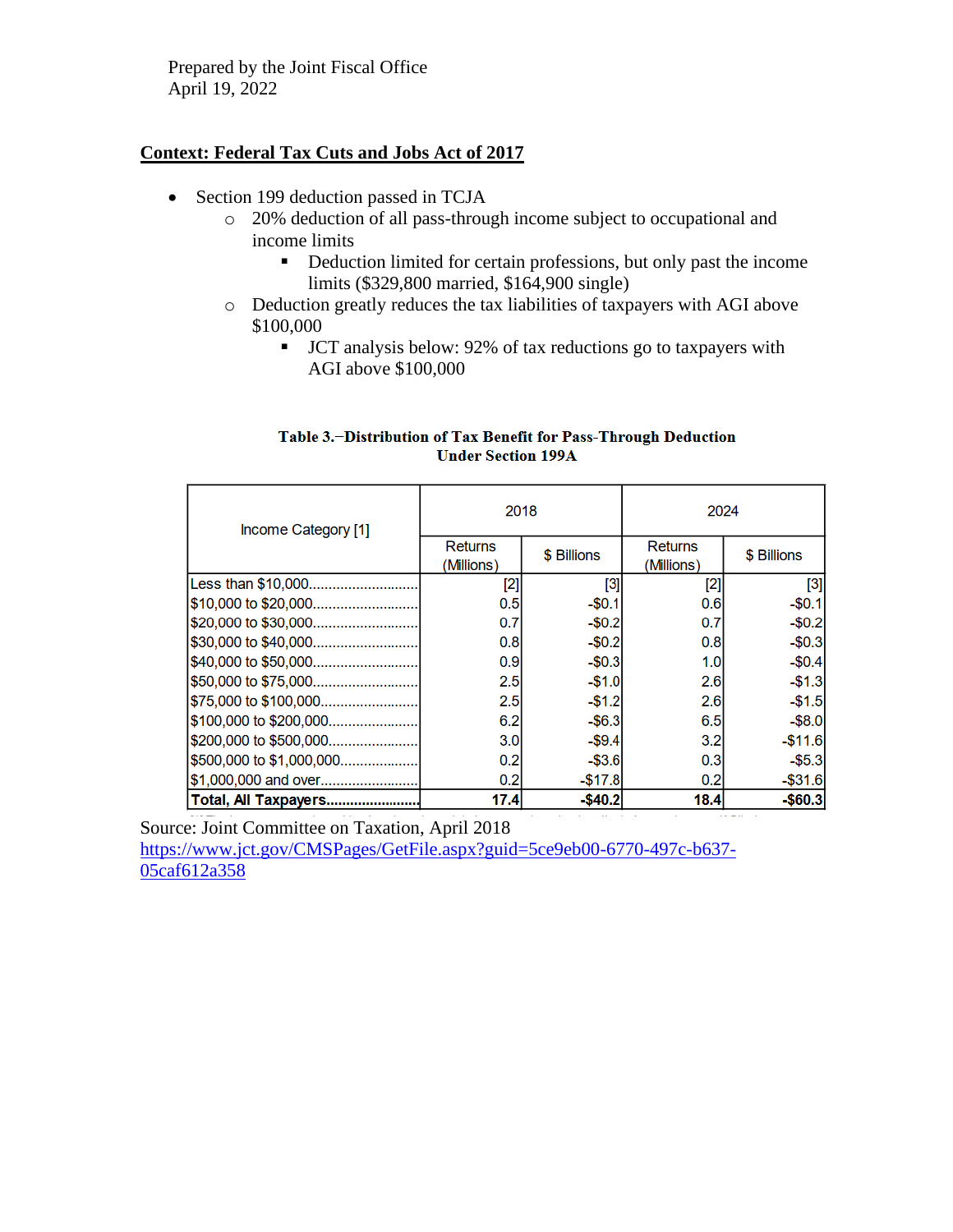Prepared by the Joint Fiscal Office
April 19, 2022

## Context: Federal Tax Cuts and Jobs Act of 2017

- Section 199 deduction passed in TCJA
  - 20% deduction of all pass-through income subject to occupational and income limits
    - Deduction limited for certain professions, but only past the income limits ($329,800 married, $164,900 single)
  - Deduction greatly reduces the tax liabilities of taxpayers with AGI above $100,000
    - JCT analysis below: 92% of tax reductions go to taxpayers with AGI above $100,000

**Table 3.−Distribution of Tax Benefit for Pass-Through Deduction Under Section 199A**

| Income Category [1] | 2018 | | 2024 | |
|---|---|---|---|---|
| | Returns (Millions) | $ Billions | Returns (Millions) | $ Billions |
| Less than $10,000 | [2] | [3] | [2] | [3] |
| $10,000 to $20,000 | 0.5 | -$0.1 | 0.6 | -$0.1 |
| $20,000 to $30,000 | 0.7 | -$0.2 | 0.7 | -$0.2 |
| $30,000 to $40,000 | 0.8 | -$0.2 | 0.8 | -$0.3 |
| $40,000 to $50,000 | 0.9 | -$0.3 | 1.0 | -$0.4 |
| $50,000 to $75,000 | 2.5 | -$1.0 | 2.6 | -$1.3 |
| $75,000 to $100,000 | 2.5 | -$1.2 | 2.6 | -$1.5 |
| $100,000 to $200,000 | 6.2 | -$6.3 | 6.5 | -$8.0 |
| $200,000 to $500,000 | 3.0 | -$9.4 | 3.2 | -$11.6 |
| $500,000 to $1,000,000 | 0.2 | -$3.6 | 0.3 | -$5.3 |
| $1,000,000 and over | 0.2 | -$17.8 | 0.2 | -$31.6 |
| **Total, All Taxpayers** | **17.4** | **-$40.2** | **18.4** | **-$60.3** |

Source: Joint Committee on Taxation, April 2018
[https://www.jct.gov/CMSPages/GetFile.aspx?guid=5ce9eb00-6770-497c-b637-05caf612a358](https://www.jct.gov/CMSPages/GetFile.aspx?guid=5ce9eb00-6770-497c-b637-05caf612a358)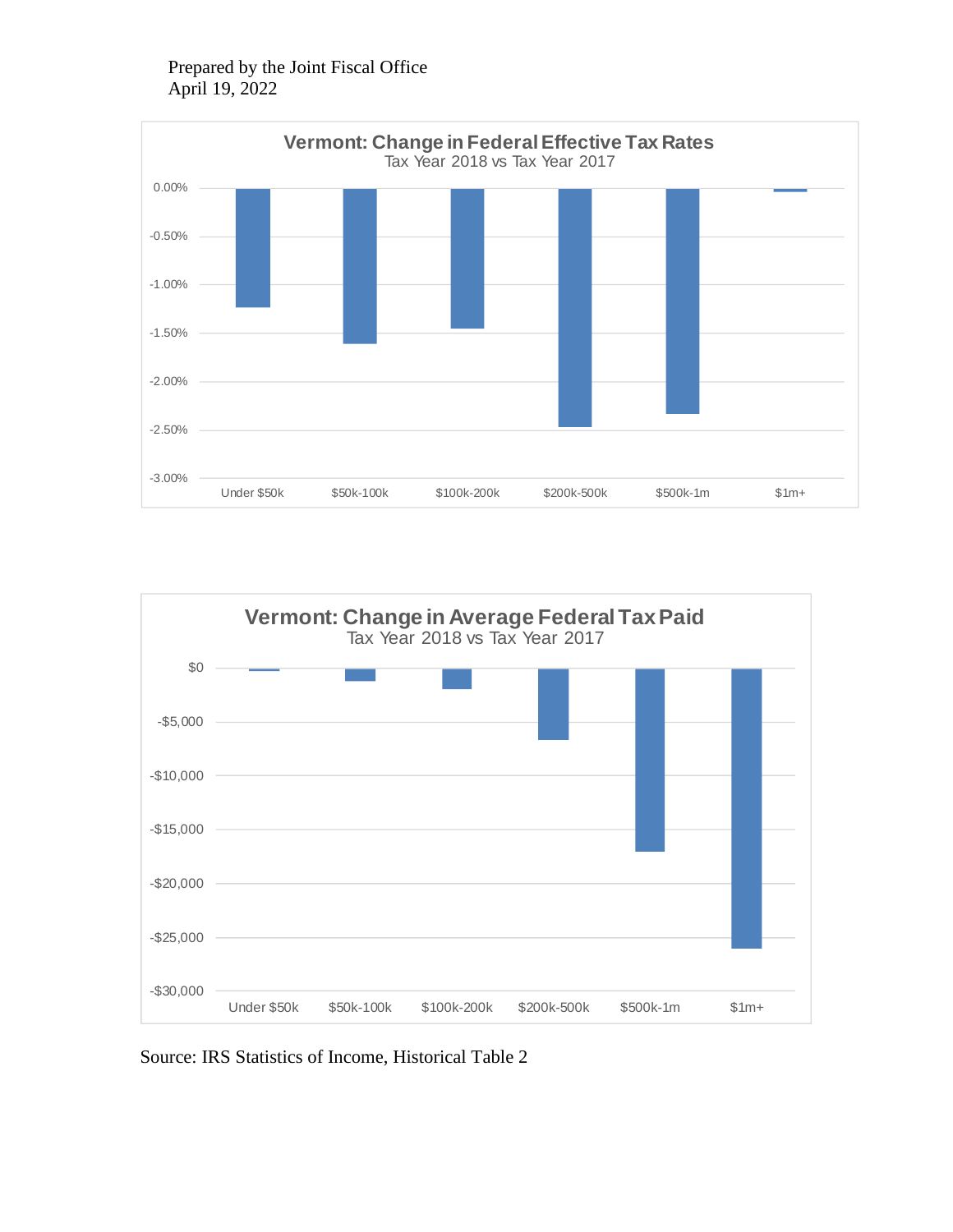Prepared by the Joint Fiscal Office
April 19, 2022

**Vermont: Change in Federal Effective Tax Rates**
Tax Year 2018 vs Tax Year 2017

0.00%
-0.50%
-1.00%
-1.50%
-2.00%
-2.50%
-3.00%

Under $50k
$50k-100k
$100k-200k
$200k-500k
$500k-1m
$1m+

**Vermont: Change in Average Federal Tax Paid**
Tax Year 2018 vs Tax Year 2017

$0
-$5,000
-$10,000
-$15,000
-$20,000
-$25,000
-$30,000

Under $50k
$50k-100k
$100k-200k
$200k-500k
$500k-1m
$1m+

Source: IRS Statistics of Income, Historical Table 2